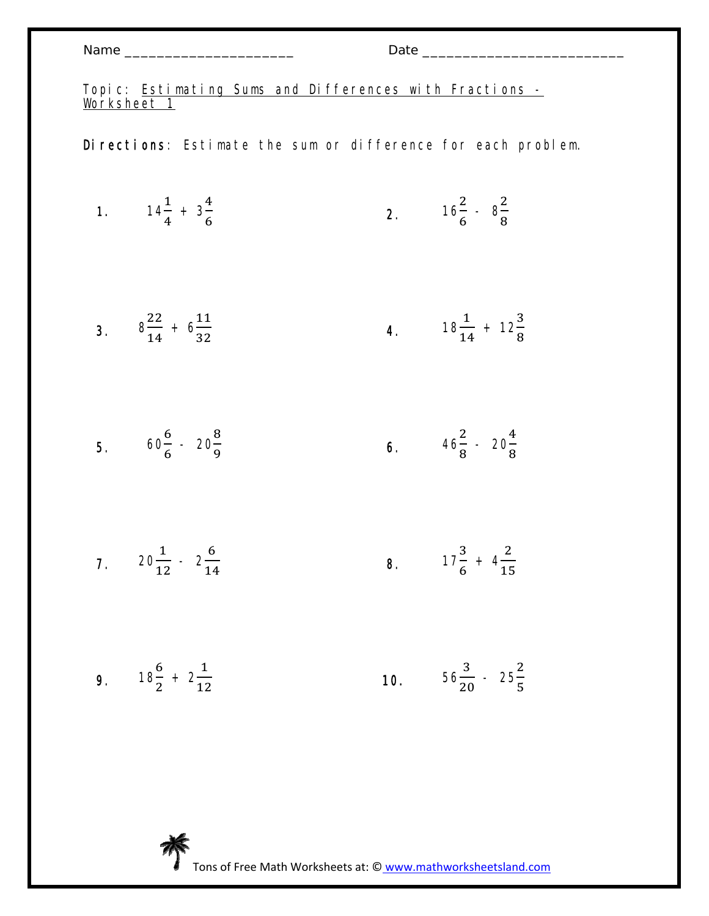Name ____________________ Date ________________________

Topic: Estimating Sums and Differences with Fractions - Worksheet 1

**Directions**: Estimate the sum or difference for each problem.

1. $14\frac{1}{4} + 3\frac{4}{6}$

2. $16\frac{2}{6} - 8\frac{2}{8}$

3. $8\frac{22}{14} + 6\frac{11}{32}$

4. $18\frac{1}{14} + 12\frac{3}{8}$

5. $60\frac{6}{6} - 20\frac{8}{9}$

6. $46\frac{2}{8} - 20\frac{4}{8}$

7. $20\frac{1}{12} - 2\frac{6}{14}$

8. $17\frac{3}{6} + 4\frac{2}{15}$

9. $18\frac{6}{2} + 2\frac{1}{12}$

10. $56\frac{3}{20} - 25\frac{2}{5}$

Tons of Free Math Worksheets at: © www.mathworksheetsland.com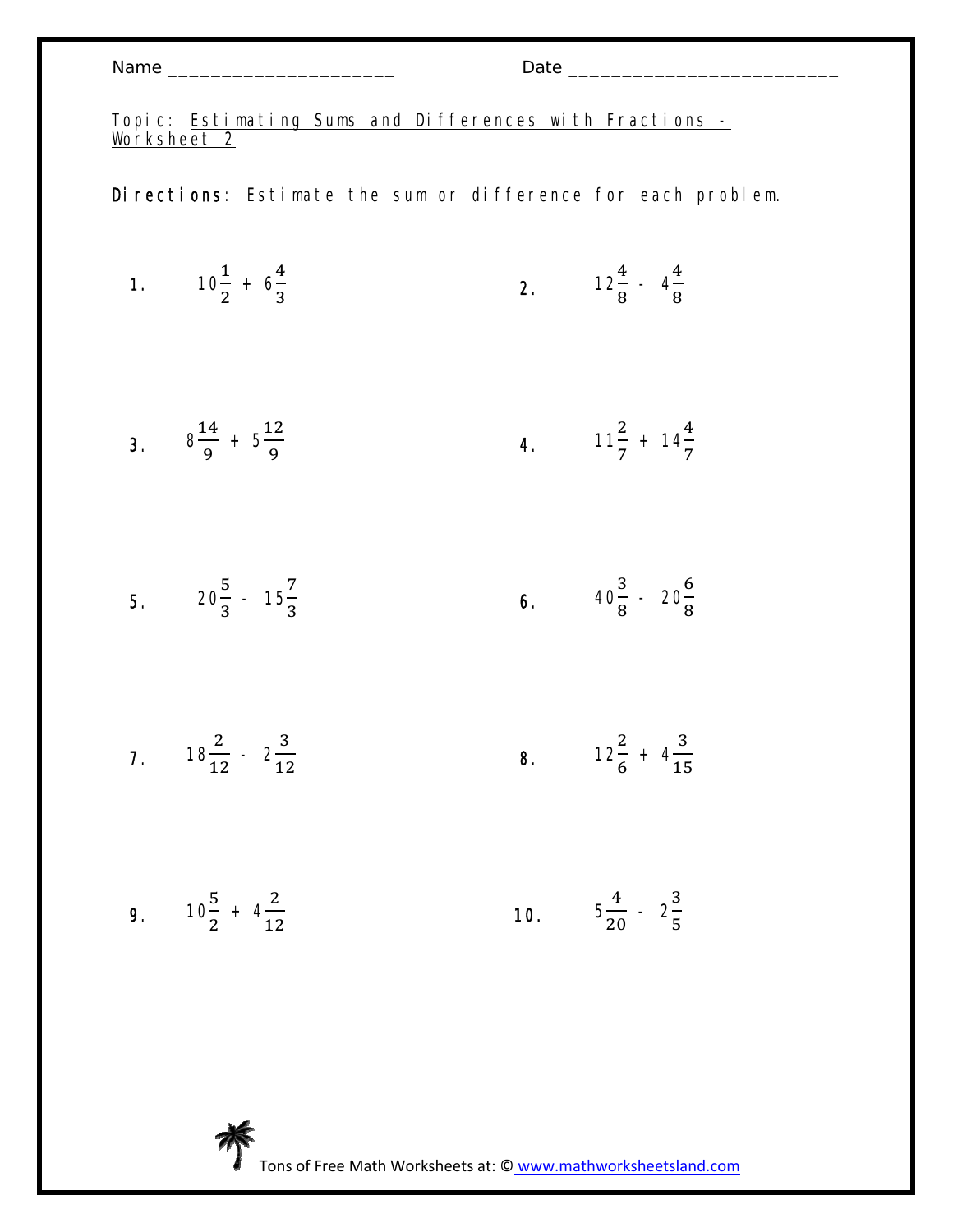Name ____________________ Date ________________________

Topic: Estimating Sums and Differences with Fractions - Worksheet 2

**Directions**: Estimate the sum or difference for each problem.

1. $10\frac{1}{2} + 6\frac{4}{3}$

2. $12\frac{4}{8} - 4\frac{4}{8}$

3. $8\frac{14}{9} + 5\frac{12}{9}$

4. $11\frac{2}{7} + 14\frac{4}{7}$

5. $20\frac{5}{3} - 15\frac{7}{3}$

6. $40\frac{3}{8} - 20\frac{6}{8}$

7. $18\frac{2}{12} - 2\frac{3}{12}$

8. $12\frac{2}{6} + 4\frac{3}{15}$

9. $10\frac{5}{2} + 4\frac{2}{12}$

10. $5\frac{4}{20} - 2\frac{3}{5}$

Tons of Free Math Worksheets at: © www.mathworksheetsland.com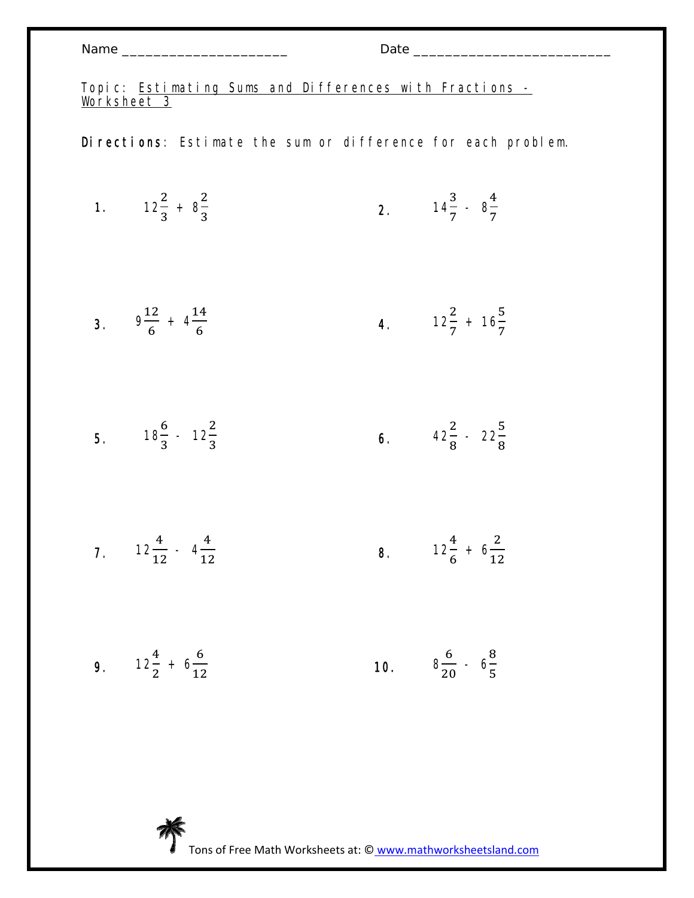Name ____________________ Date ________________________

Topic: Estimating Sums and Differences with Fractions - Worksheet 3

**Directions**: Estimate the sum or difference for each problem.

1. $12\frac{2}{3} + 8\frac{2}{3}$

2. $14\frac{3}{7} - 8\frac{4}{7}$

3. $9\frac{12}{6} + 4\frac{14}{6}$

4. $12\frac{2}{7} + 16\frac{5}{7}$

5. $18\frac{6}{3} - 12\frac{2}{3}$

6. $42\frac{2}{8} - 22\frac{5}{8}$

7. $12\frac{4}{12} - 4\frac{4}{12}$

8. $12\frac{4}{6} + 6\frac{2}{12}$

9. $12\frac{4}{2} + 6\frac{6}{12}$

10. $8\frac{6}{20} - 6\frac{8}{5}$

Tons of Free Math Worksheets at: © www.mathworksheetsland.com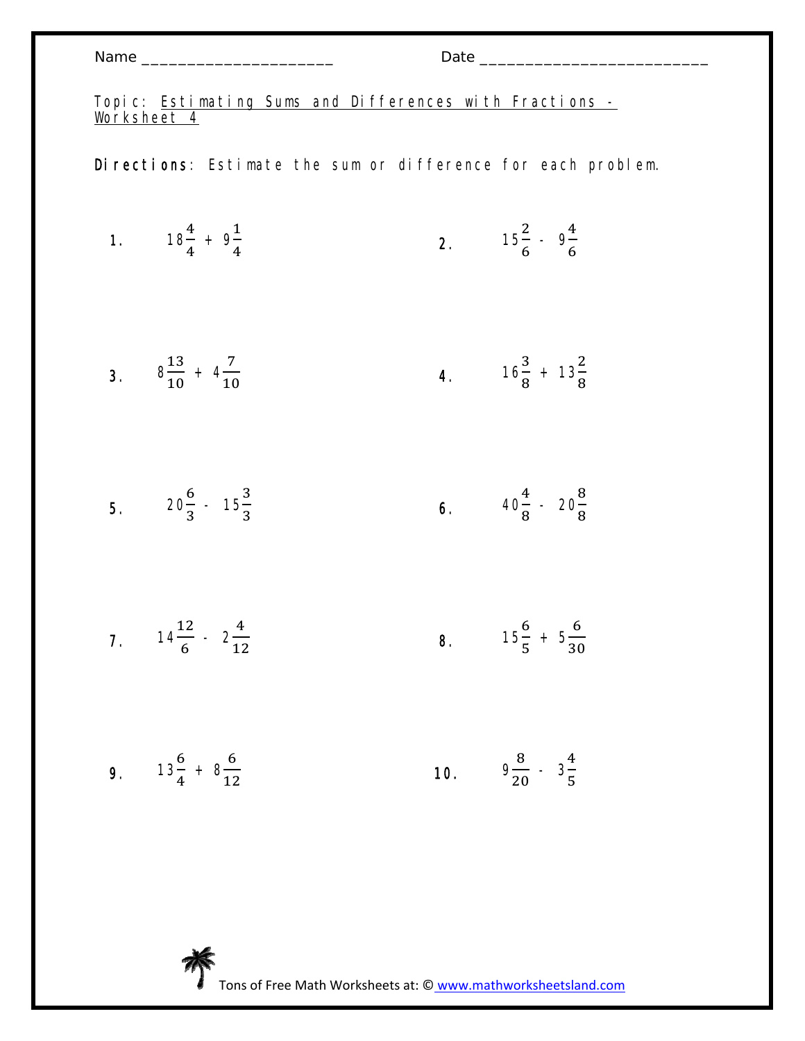Name ____________________ Date ________________________

Topic: Estimating Sums and Differences with Fractions - Worksheet 4

**Directions**: Estimate the sum or difference for each problem.

1. $18\frac{4}{4} + 9\frac{1}{4}$

2. $15\frac{2}{6} - 9\frac{4}{6}$

3. $8\frac{13}{10} + 4\frac{7}{10}$

4. $16\frac{3}{8} + 13\frac{2}{8}$

5. $20\frac{6}{3} - 15\frac{3}{3}$

6. $40\frac{4}{8} - 20\frac{8}{8}$

7. $14\frac{12}{6} - 2\frac{4}{12}$

8. $15\frac{6}{5} + 5\frac{6}{30}$

9. $13\frac{6}{4} + 8\frac{6}{12}$

10. $9\frac{8}{20} - 3\frac{4}{5}$

Tons of Free Math Worksheets at: © www.mathworksheetsland.com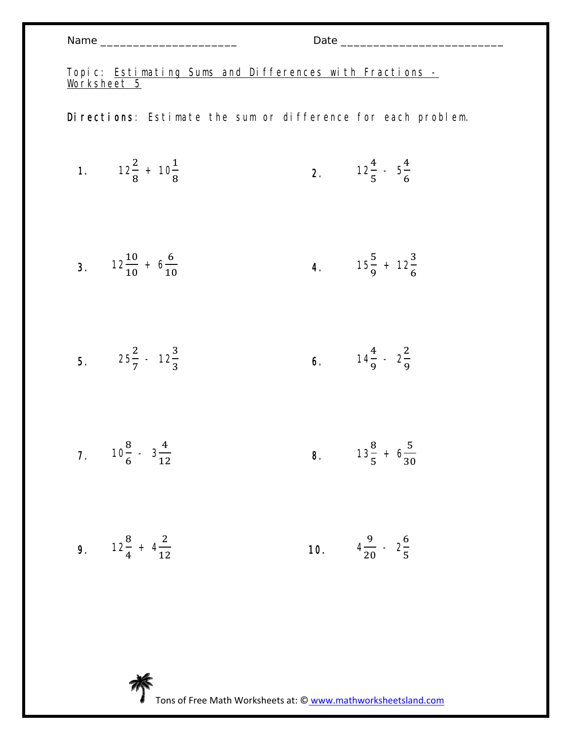Name ____________________ Date _________________________

Topic: Estimating Sums and Differences with Fractions - Worksheet 5

**Directions**: Estimate the sum or difference for each problem.

1. $12\frac{2}{8} + 10\frac{1}{8}$

2. $12\frac{4}{5} - 5\frac{4}{6}$

3. $12\frac{10}{10} + 6\frac{6}{10}$

4. $15\frac{5}{9} + 12\frac{3}{6}$

5. $25\frac{2}{7} - 12\frac{3}{3}$

6. $14\frac{4}{9} - 2\frac{2}{9}$

7. $10\frac{8}{6} - 3\frac{4}{12}$

8. $13\frac{8}{5} + 6\frac{5}{30}$

9. $12\frac{8}{4} + 4\frac{2}{12}$

10. $4\frac{9}{20} - 2\frac{6}{5}$

Tons of Free Math Worksheets at: © www.mathworksheetsland.com